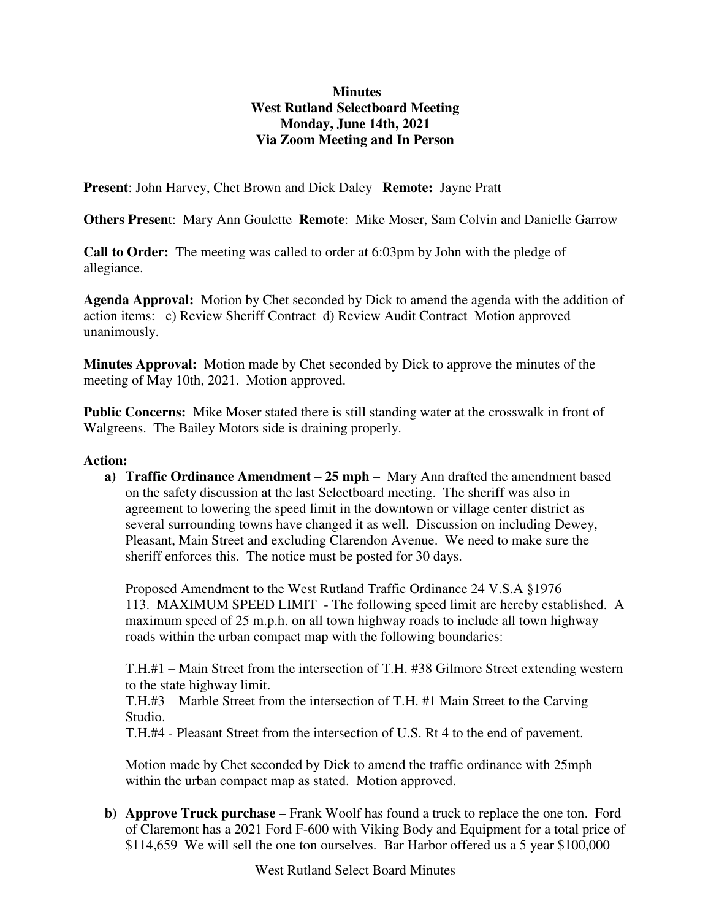**Minutes**
**West Rutland Selectboard Meeting**
**Monday, June 14th, 2021**
**Via Zoom Meeting and In Person**

**Present**: John Harvey, Chet Brown and Dick Daley **Remote:** Jayne Pratt

**Others Presen**t: Mary Ann Goulette **Remote**: Mike Moser, Sam Colvin and Danielle Garrow

**Call to Order:** The meeting was called to order at 6:03pm by John with the pledge of allegiance.

**Agenda Approval:** Motion by Chet seconded by Dick to amend the agenda with the addition of action items: c) Review Sheriff Contract d) Review Audit Contract Motion approved unanimously.

**Minutes Approval:** Motion made by Chet seconded by Dick to approve the minutes of the meeting of May 10th, 2021. Motion approved.

**Public Concerns:** Mike Moser stated there is still standing water at the crosswalk in front of Walgreens. The Bailey Motors side is draining properly.

**Action:**

a) **Traffic Ordinance Amendment – 25 mph –** Mary Ann drafted the amendment based on the safety discussion at the last Selectboard meeting. The sheriff was also in agreement to lowering the speed limit in the downtown or village center district as several surrounding towns have changed it as well. Discussion on including Dewey, Pleasant, Main Street and excluding Clarendon Avenue. We need to make sure the sheriff enforces this. The notice must be posted for 30 days.

   Proposed Amendment to the West Rutland Traffic Ordinance 24 V.S.A §1976
   113. MAXIMUM SPEED LIMIT - The following speed limit are hereby established. A maximum speed of 25 m.p.h. on all town highway roads to include all town highway roads within the urban compact map with the following boundaries:

   T.H.#1 – Main Street from the intersection of T.H. #38 Gilmore Street extending western to the state highway limit.
   T.H.#3 – Marble Street from the intersection of T.H. #1 Main Street to the Carving Studio.
   T.H.#4 - Pleasant Street from the intersection of U.S. Rt 4 to the end of pavement.

   Motion made by Chet seconded by Dick to amend the traffic ordinance with 25mph within the urban compact map as stated. Motion approved.

b) **Approve Truck purchase –** Frank Woolf has found a truck to replace the one ton. Ford of Claremont has a 2021 Ford F-600 with Viking Body and Equipment for a total price of \$114,659 We will sell the one ton ourselves. Bar Harbor offered us a 5 year \$100,000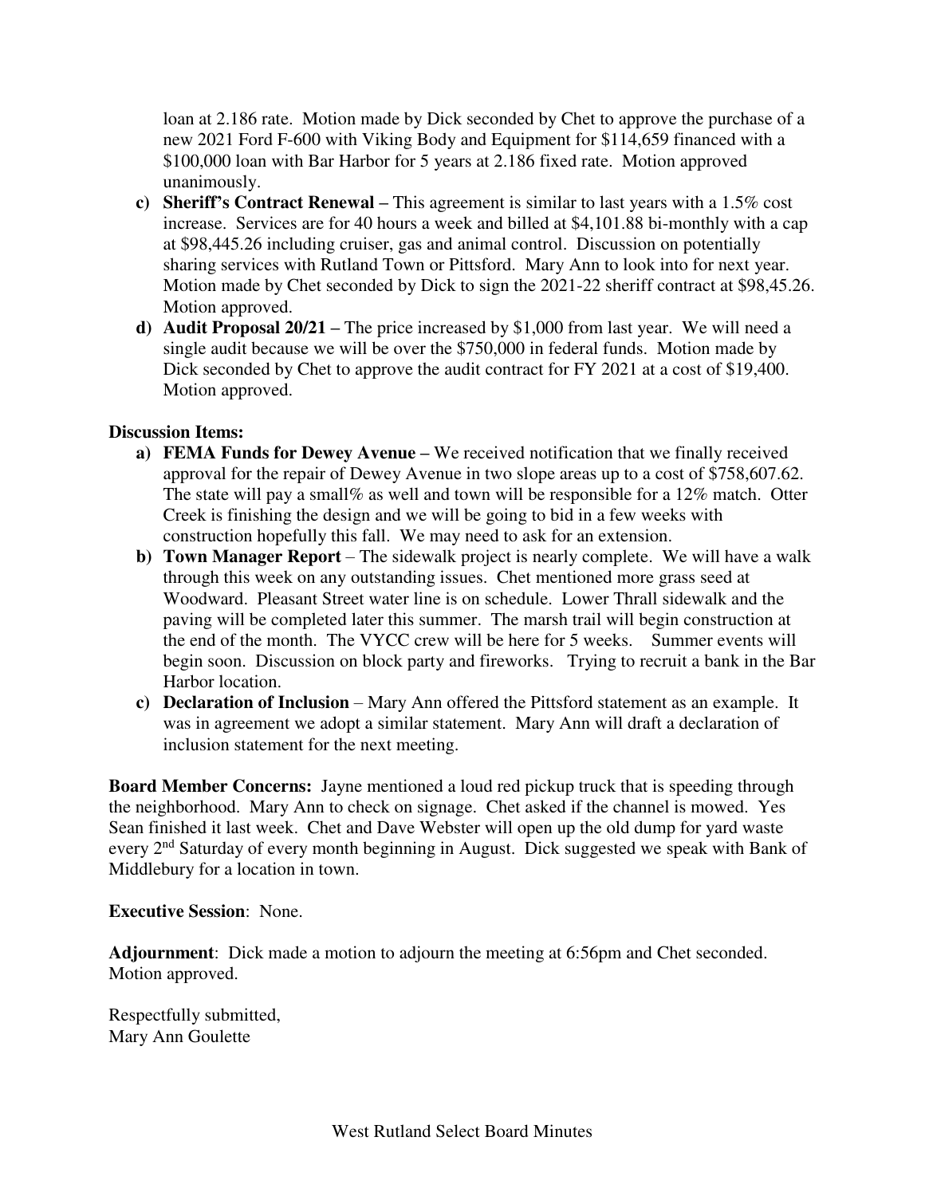loan at 2.186 rate. Motion made by Dick seconded by Chet to approve the purchase of a new 2021 Ford F-600 with Viking Body and Equipment for $114,659 financed with a $100,000 loan with Bar Harbor for 5 years at 2.186 fixed rate. Motion approved unanimously.

c) **Sheriff's Contract Renewal –** This agreement is similar to last years with a 1.5% cost increase. Services are for 40 hours a week and billed at $4,101.88 bi-monthly with a cap at $98,445.26 including cruiser, gas and animal control. Discussion on potentially sharing services with Rutland Town or Pittsford. Mary Ann to look into for next year. Motion made by Chet seconded by Dick to sign the 2021-22 sheriff contract at $98,45.26. Motion approved.

d) **Audit Proposal 20/21 –** The price increased by $1,000 from last year. We will need a single audit because we will be over the $750,000 in federal funds. Motion made by Dick seconded by Chet to approve the audit contract for FY 2021 at a cost of $19,400. Motion approved.

**Discussion Items:**

a) **FEMA Funds for Dewey Avenue –** We received notification that we finally received approval for the repair of Dewey Avenue in two slope areas up to a cost of $758,607.62. The state will pay a small% as well and town will be responsible for a 12% match. Otter Creek is finishing the design and we will be going to bid in a few weeks with construction hopefully this fall. We may need to ask for an extension.

b) **Town Manager Report** – The sidewalk project is nearly complete. We will have a walk through this week on any outstanding issues. Chet mentioned more grass seed at Woodward. Pleasant Street water line is on schedule. Lower Thrall sidewalk and the paving will be completed later this summer. The marsh trail will begin construction at the end of the month. The VYCC crew will be here for 5 weeks. Summer events will begin soon. Discussion on block party and fireworks. Trying to recruit a bank in the Bar Harbor location.

c) **Declaration of Inclusion** – Mary Ann offered the Pittsford statement as an example. It was in agreement we adopt a similar statement. Mary Ann will draft a declaration of inclusion statement for the next meeting.

**Board Member Concerns:** Jayne mentioned a loud red pickup truck that is speeding through the neighborhood. Mary Ann to check on signage. Chet asked if the channel is mowed. Yes Sean finished it last week. Chet and Dave Webster will open up the old dump for yard waste every 2nd Saturday of every month beginning in August. Dick suggested we speak with Bank of Middlebury for a location in town.

**Executive Session**: None.

**Adjournment**: Dick made a motion to adjourn the meeting at 6:56pm and Chet seconded. Motion approved.

Respectfully submitted,
Mary Ann Goulette